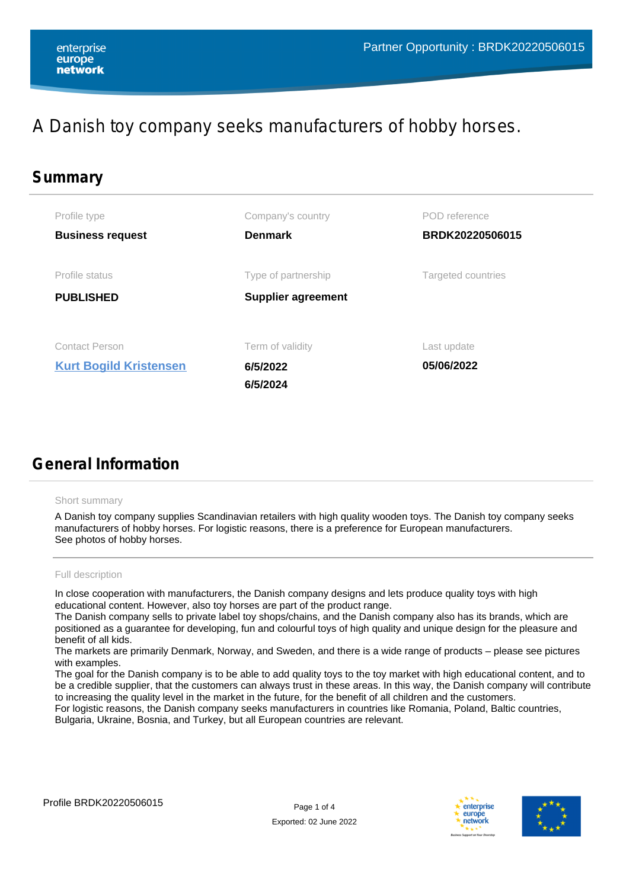# A Danish toy company seeks manufacturers of hobby horses.

## Summary

| Profile type | Company's country | POD reference |
|---|---|---|
| **Business request** | **Denmark** | **BRDK20220506015** |
| **Profile status** | **Type of partnership** | **Targeted countries** |
| **PUBLISHED** | **Supplier agreement** | |
| **Contact Person** | **Term of validity** | **Last update** |
| **Kurt Bogild Kristensen** | **6/5/2022**<br>**6/5/2024** | **05/06/2022** |

## General Information

**Short summary**

A Danish toy company supplies Scandinavian retailers with high quality wooden toys. The Danish toy company seeks manufacturers of hobby horses. For logistic reasons, there is a preference for European manufacturers.
See photos of hobby horses.

**Full description**

In close cooperation with manufacturers, the Danish company designs and lets produce quality toys with high educational content. However, also toy horses are part of the product range.
The Danish company sells to private label toy shops/chains, and the Danish company also has its brands, which are positioned as a guarantee for developing, fun and colourful toys of high quality and unique design for the pleasure and benefit of all kids.
The markets are primarily Denmark, Norway, and Sweden, and there is a wide range of products – please see pictures with examples.
The goal for the Danish company is to be able to add quality toys to the toy market with high educational content, and to be a credible supplier, that the customers can always trust in these areas. In this way, the Danish company will contribute to increasing the quality level in the market in the future, for the benefit of all children and the customers.
For logistic reasons, the Danish company seeks manufacturers in countries like Romania, Poland, Baltic countries, Bulgaria, Ukraine, Bosnia, and Turkey, but all European countries are relevant.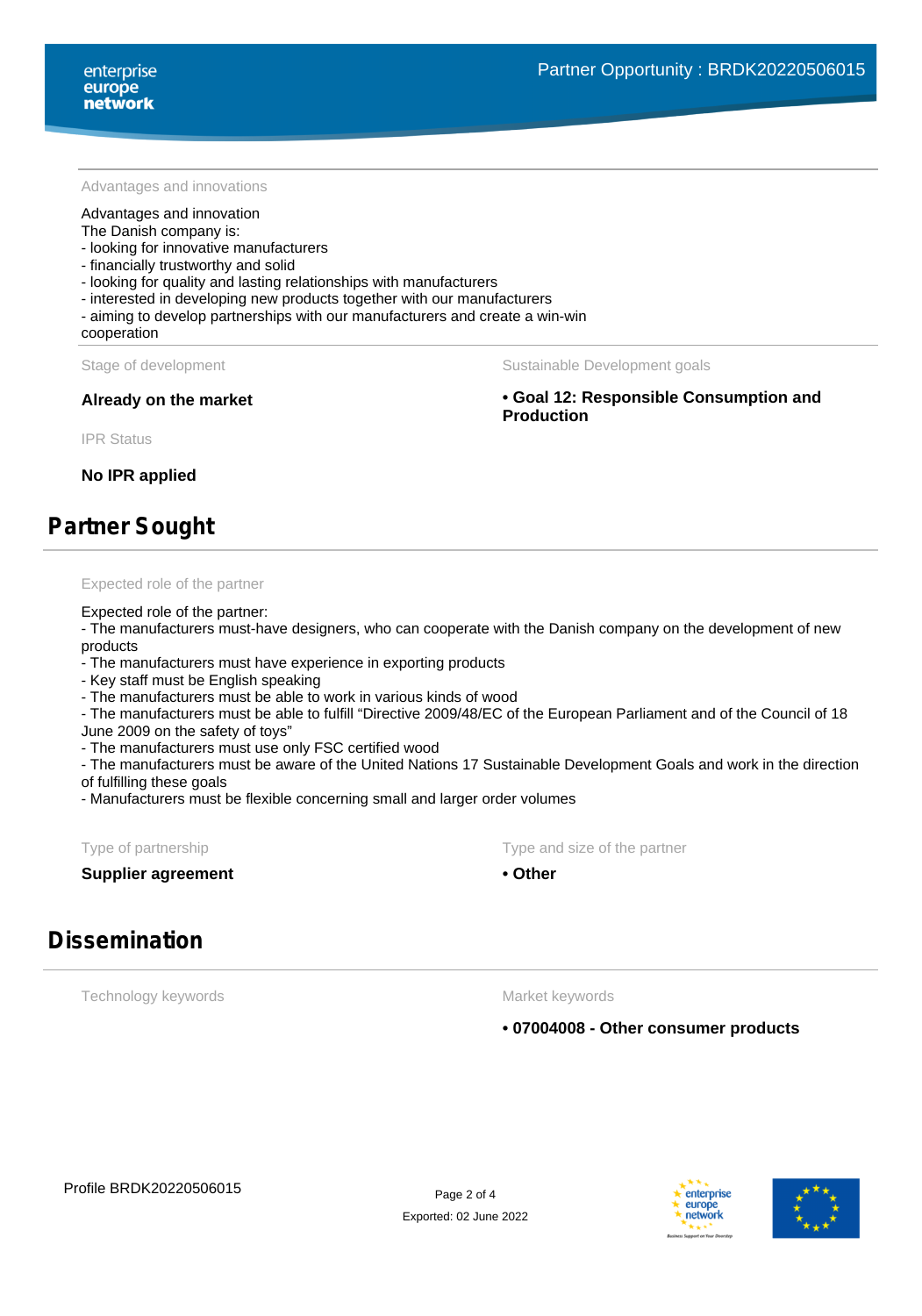Advantages and innovations

Advantages and innovation
The Danish company is:
- looking for innovative manufacturers
- financially trustworthy and solid
- looking for quality and lasting relationships with manufacturers
- interested in developing new products together with our manufacturers
- aiming to develop partnerships with our manufacturers and create a win-win cooperation

Stage of development

**Already on the market**

Sustainable Development goals

**• Goal 12: Responsible Consumption and Production**

IPR Status

**No IPR applied**

## Partner Sought

Expected role of the partner

Expected role of the partner:
- The manufacturers must-have designers, who can cooperate with the Danish company on the development of new products
- The manufacturers must have experience in exporting products
- Key staff must be English speaking
- The manufacturers must be able to work in various kinds of wood
- The manufacturers must be able to fulfill “Directive 2009/48/EC of the European Parliament and of the Council of 18 June 2009 on the safety of toys”
- The manufacturers must use only FSC certified wood
- The manufacturers must be aware of the United Nations 17 Sustainable Development Goals and work in the direction of fulfilling these goals
- Manufacturers must be flexible concerning small and larger order volumes

Type of partnership

**Supplier agreement**

Type and size of the partner

**• Other**

## Dissemination

Technology keywords

Market keywords

**• 07004008 - Other consumer products**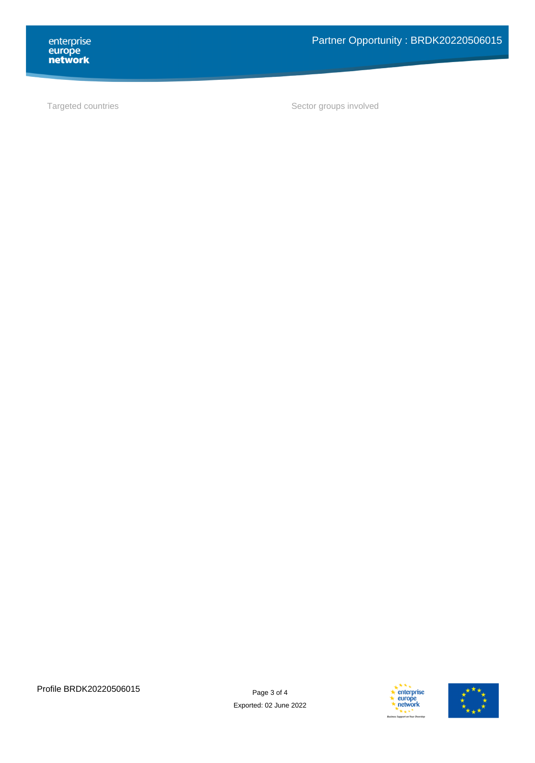Targeted countries

Sector groups involved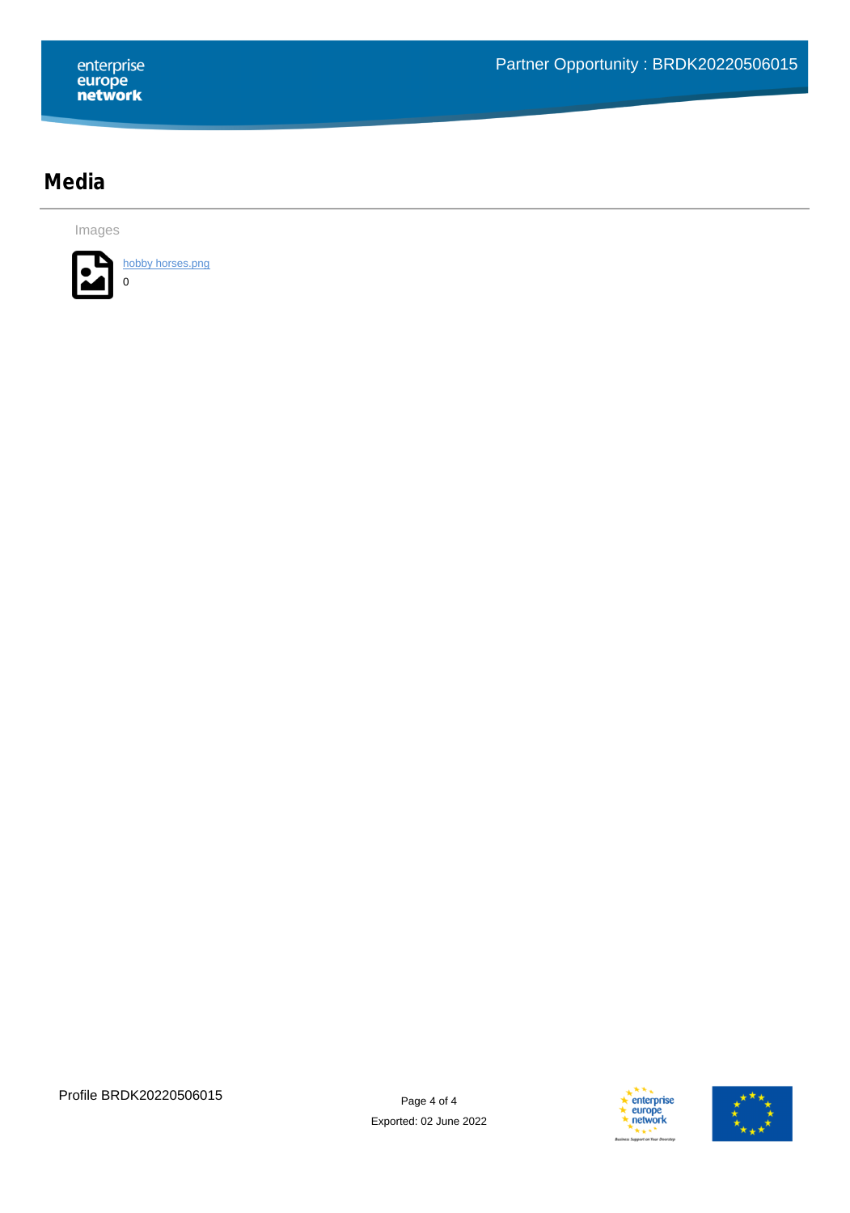## Media

Images

hobby horses.png
0